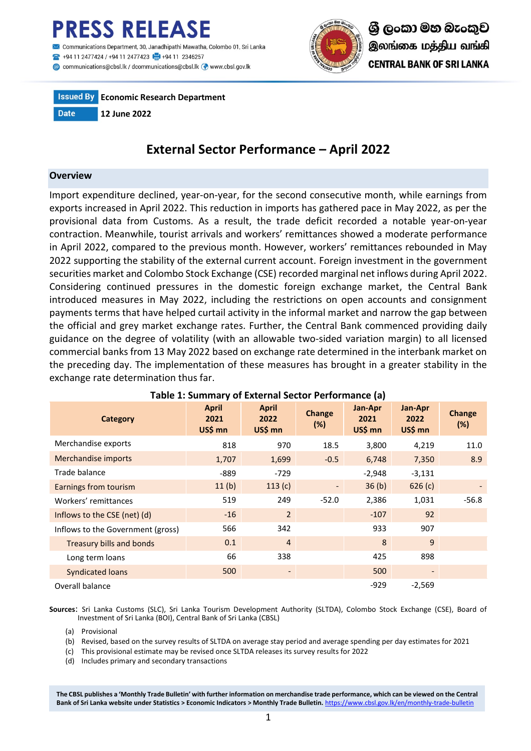# PRESS RELEASE

Communications Department, 30, Janadhipathi Mawatha, Colombo 01, Sri Lanka
+94 11 2477424 / +94 11 2477423 +94 11 2346257
communications@cbsl.lk / dcommunications@cbsl.lk www.cbsl.gov.lk

ශ්‍රී ලංකා මහ බැංකුව
இலங்கை மத்திய வங்கி
CENTRAL BANK OF SRI LANKA

| Issued By | Economic Research Department |
|---|---|
| Date | 12 June 2022 |

## External Sector Performance – April 2022

### Overview

Import expenditure declined, year-on-year, for the second consecutive month, while earnings from exports increased in April 2022. This reduction in imports has gathered pace in May 2022, as per the provisional data from Customs. As a result, the trade deficit recorded a notable year-on-year contraction. Meanwhile, tourist arrivals and workers' remittances showed a moderate performance in April 2022, compared to the previous month. However, workers' remittances rebounded in May 2022 supporting the stability of the external current account. Foreign investment in the government securities market and Colombo Stock Exchange (CSE) recorded marginal net inflows during April 2022. Considering continued pressures in the domestic foreign exchange market, the Central Bank introduced measures in May 2022, including the restrictions on open accounts and consignment payments terms that have helped curtail activity in the informal market and narrow the gap between the official and grey market exchange rates. Further, the Central Bank commenced providing daily guidance on the degree of volatility (with an allowable two-sided variation margin) to all licensed commercial banks from 13 May 2022 based on exchange rate determined in the interbank market on the preceding day. The implementation of these measures has brought in a greater stability in the exchange rate determination thus far.

**Table 1: Summary of External Sector Performance (a)**

| Category | April 2021 US$ mn | April 2022 US$ mn | Change (%) | Jan-Apr 2021 US$ mn | Jan-Apr 2022 US$ mn | Change (%) |
|---|---|---|---|---|---|---|
| Merchandise exports | 818 | 970 | 18.5 | 3,800 | 4,219 | 11.0 |
| Merchandise imports | 1,707 | 1,699 | -0.5 | 6,748 | 7,350 | 8.9 |
| Trade balance | -889 | -729 | | -2,948 | -3,131 | |
| Earnings from tourism | 11 (b) | 113 (c) | - | 36 (b) | 626 (c) | - |
| Workers' remittances | 519 | 249 | -52.0 | 2,386 | 1,031 | -56.8 |
| Inflows to the CSE (net) (d) | -16 | 2 | | -107 | 92 | |
| Inflows to the Government (gross) | 566 | 342 | | 933 | 907 | |
| Treasury bills and bonds | 0.1 | 4 | | 8 | 9 | |
| Long term loans | 66 | 338 | | 425 | 898 | |
| Syndicated loans | 500 | - | | 500 | - | |
| Overall balance | | | | -929 | -2,569 | |

**Sources**: Sri Lanka Customs (SLC), Sri Lanka Tourism Development Authority (SLTDA), Colombo Stock Exchange (CSE), Board of Investment of Sri Lanka (BOI), Central Bank of Sri Lanka (CBSL)

(a) Provisional
(b) Revised, based on the survey results of SLTDA on average stay period and average spending per day estimates for 2021
(c) This provisional estimate may be revised once SLTDA releases its survey results for 2022
(d) Includes primary and secondary transactions

**The CBSL publishes a 'Monthly Trade Bulletin' with further information on merchandise trade performance, which can be viewed on the Central Bank of Sri Lanka website under Statistics > Economic Indicators > Monthly Trade Bulletin.** https://www.cbsl.gov.lk/en/monthly-trade-bulletin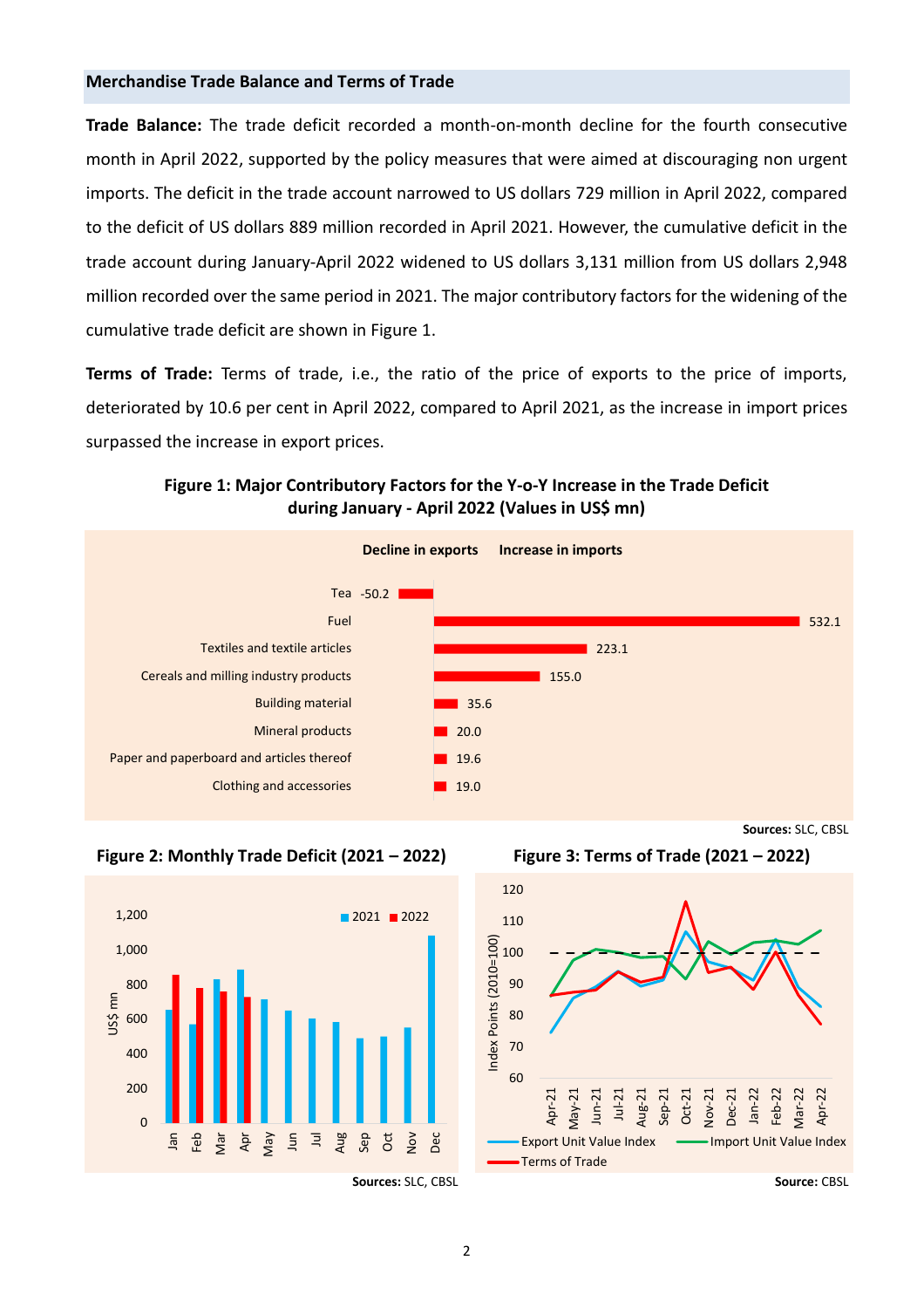## Merchandise Trade Balance and Terms of Trade

**Trade Balance:** The trade deficit recorded a month-on-month decline for the fourth consecutive month in April 2022, supported by the policy measures that were aimed at discouraging non urgent imports. The deficit in the trade account narrowed to US dollars 729 million in April 2022, compared to the deficit of US dollars 889 million recorded in April 2021. However, the cumulative deficit in the trade account during January-April 2022 widened to US dollars 3,131 million from US dollars 2,948 million recorded over the same period in 2021. The major contributory factors for the widening of the cumulative trade deficit are shown in Figure 1.

**Terms of Trade:** Terms of trade, i.e., the ratio of the price of exports to the price of imports, deteriorated by 10.6 per cent in April 2022, compared to April 2021, as the increase in import prices surpassed the increase in export prices.

**Figure 1: Major Contributory Factors for the Y-o-Y Increase in the Trade Deficit during January - April 2022 (Values in US$ mn)**

| | Decline in exports | Increase in imports |
|---|---|---|
| Tea | -50.2 | |
| Fuel | | 532.1 |
| Textiles and textile articles | | 223.1 |
| Cereals and milling industry products | | 155.0 |
| Building material | | 35.6 |
| Mineral products | | 20.0 |
| Paper and paperboard and articles thereof | | 19.6 |
| Clothing and accessories | | 19.0 |

**Sources:** SLC, CBSL

**Figure 2: Monthly Trade Deficit (2021 – 2022)**

**Sources:** SLC, CBSL

**Figure 3: Terms of Trade (2021 – 2022)**

**Source:** CBSL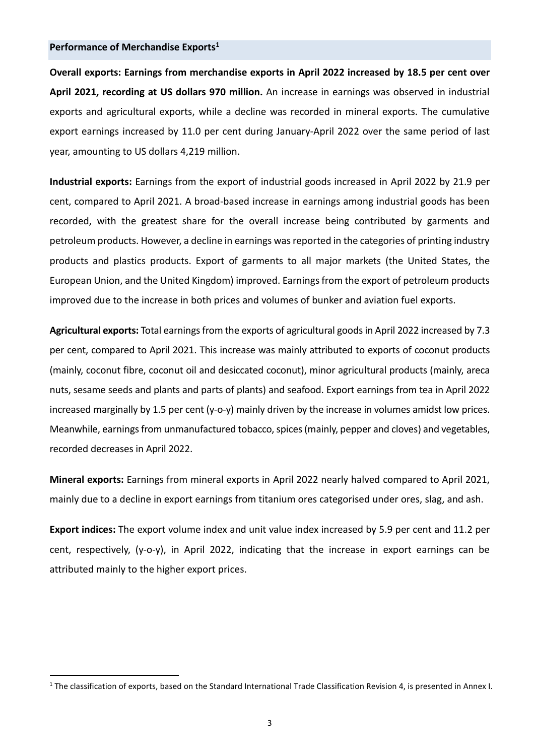## Performance of Merchandise Exports[1]

**Overall exports: Earnings from merchandise exports in April 2022 increased by 18.5 per cent over April 2021, recording at US dollars 970 million.** An increase in earnings was observed in industrial exports and agricultural exports, while a decline was recorded in mineral exports. The cumulative export earnings increased by 11.0 per cent during January-April 2022 over the same period of last year, amounting to US dollars 4,219 million.

**Industrial exports:** Earnings from the export of industrial goods increased in April 2022 by 21.9 per cent, compared to April 2021. A broad-based increase in earnings among industrial goods has been recorded, with the greatest share for the overall increase being contributed by garments and petroleum products. However, a decline in earnings was reported in the categories of printing industry products and plastics products. Export of garments to all major markets (the United States, the European Union, and the United Kingdom) improved. Earnings from the export of petroleum products improved due to the increase in both prices and volumes of bunker and aviation fuel exports.

**Agricultural exports:** Total earnings from the exports of agricultural goods in April 2022 increased by 7.3 per cent, compared to April 2021. This increase was mainly attributed to exports of coconut products (mainly, coconut fibre, coconut oil and desiccated coconut), minor agricultural products (mainly, areca nuts, sesame seeds and plants and parts of plants) and seafood. Export earnings from tea in April 2022 increased marginally by 1.5 per cent (y-o-y) mainly driven by the increase in volumes amidst low prices. Meanwhile, earnings from unmanufactured tobacco, spices (mainly, pepper and cloves) and vegetables, recorded decreases in April 2022.

**Mineral exports:** Earnings from mineral exports in April 2022 nearly halved compared to April 2021, mainly due to a decline in export earnings from titanium ores categorised under ores, slag, and ash.

**Export indices:** The export volume index and unit value index increased by 5.9 per cent and 11.2 per cent, respectively, (y-o-y), in April 2022, indicating that the increase in export earnings can be attributed mainly to the higher export prices.

---

[1] The classification of exports, based on the Standard International Trade Classification Revision 4, is presented in Annex I.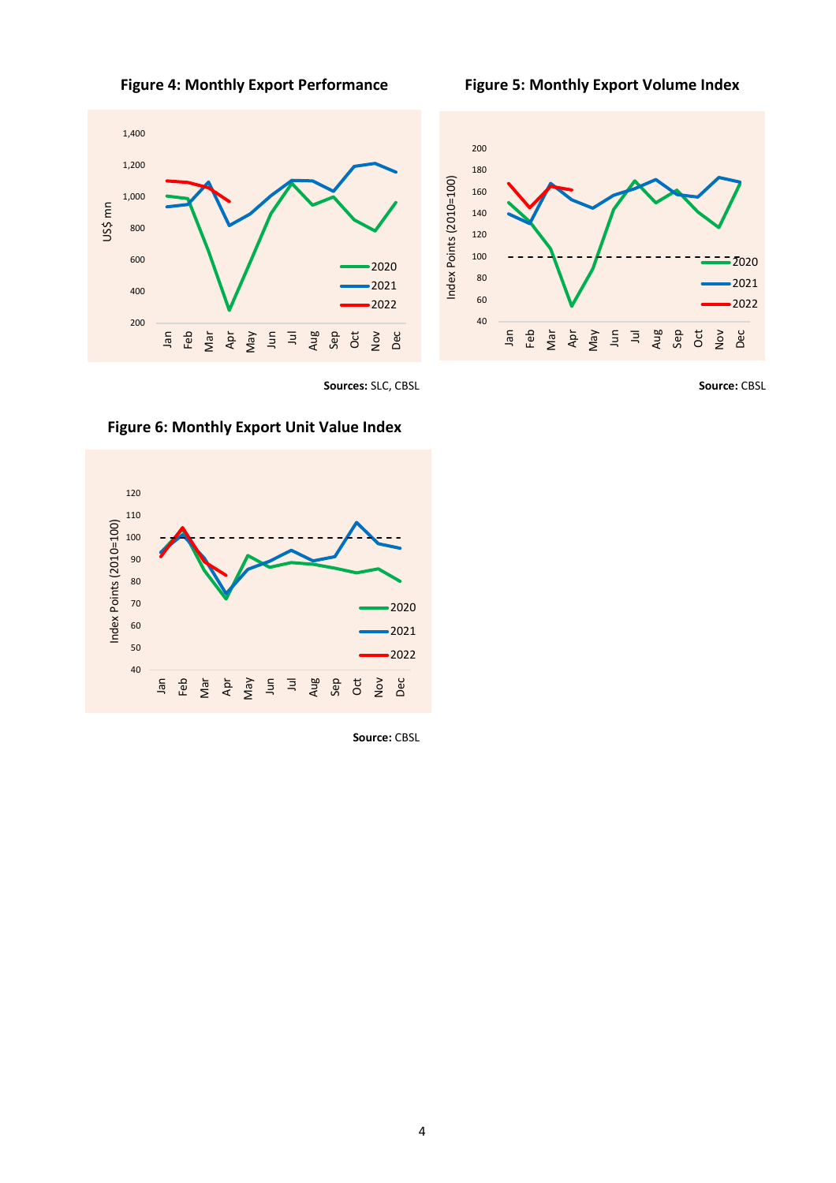**Figure 4: Monthly Export Performance**

**Sources:** SLC, CBSL

**Figure 5: Monthly Export Volume Index**

**Source:** CBSL

**Figure 6: Monthly Export Unit Value Index**

**Source:** CBSL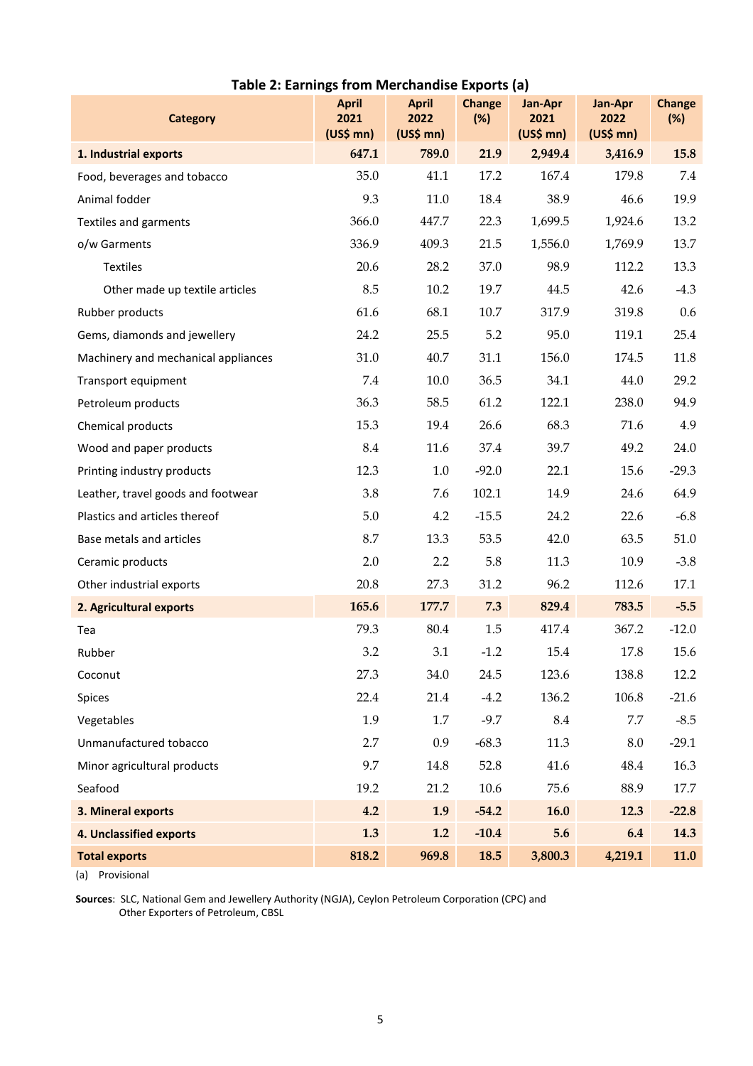**Table 2: Earnings from Merchandise Exports (a)**

| Category | April 2021 (US$ mn) | April 2022 (US$ mn) | Change (%) | Jan-Apr 2021 (US$ mn) | Jan-Apr 2022 (US$ mn) | Change (%) |
|---|---|---|---|---|---|---|
| **1. Industrial exports** | **647.1** | **789.0** | **21.9** | **2,949.4** | **3,416.9** | **15.8** |
| Food, beverages and tobacco | 35.0 | 41.1 | 17.2 | 167.4 | 179.8 | 7.4 |
| Animal fodder | 9.3 | 11.0 | 18.4 | 38.9 | 46.6 | 19.9 |
| Textiles and garments | 366.0 | 447.7 | 22.3 | 1,699.5 | 1,924.6 | 13.2 |
| o/w Garments | 336.9 | 409.3 | 21.5 | 1,556.0 | 1,769.9 | 13.7 |
| Textiles | 20.6 | 28.2 | 37.0 | 98.9 | 112.2 | 13.3 |
| Other made up textile articles | 8.5 | 10.2 | 19.7 | 44.5 | 42.6 | -4.3 |
| Rubber products | 61.6 | 68.1 | 10.7 | 317.9 | 319.8 | 0.6 |
| Gems, diamonds and jewellery | 24.2 | 25.5 | 5.2 | 95.0 | 119.1 | 25.4 |
| Machinery and mechanical appliances | 31.0 | 40.7 | 31.1 | 156.0 | 174.5 | 11.8 |
| Transport equipment | 7.4 | 10.0 | 36.5 | 34.1 | 44.0 | 29.2 |
| Petroleum products | 36.3 | 58.5 | 61.2 | 122.1 | 238.0 | 94.9 |
| Chemical products | 15.3 | 19.4 | 26.6 | 68.3 | 71.6 | 4.9 |
| Wood and paper products | 8.4 | 11.6 | 37.4 | 39.7 | 49.2 | 24.0 |
| Printing industry products | 12.3 | 1.0 | -92.0 | 22.1 | 15.6 | -29.3 |
| Leather, travel goods and footwear | 3.8 | 7.6 | 102.1 | 14.9 | 24.6 | 64.9 |
| Plastics and articles thereof | 5.0 | 4.2 | -15.5 | 24.2 | 22.6 | -6.8 |
| Base metals and articles | 8.7 | 13.3 | 53.5 | 42.0 | 63.5 | 51.0 |
| Ceramic products | 2.0 | 2.2 | 5.8 | 11.3 | 10.9 | -3.8 |
| Other industrial exports | 20.8 | 27.3 | 31.2 | 96.2 | 112.6 | 17.1 |
| **2. Agricultural exports** | **165.6** | **177.7** | **7.3** | **829.4** | **783.5** | **-5.5** |
| Tea | 79.3 | 80.4 | 1.5 | 417.4 | 367.2 | -12.0 |
| Rubber | 3.2 | 3.1 | -1.2 | 15.4 | 17.8 | 15.6 |
| Coconut | 27.3 | 34.0 | 24.5 | 123.6 | 138.8 | 12.2 |
| Spices | 22.4 | 21.4 | -4.2 | 136.2 | 106.8 | -21.6 |
| Vegetables | 1.9 | 1.7 | -9.7 | 8.4 | 7.7 | -8.5 |
| Unmanufactured tobacco | 2.7 | 0.9 | -68.3 | 11.3 | 8.0 | -29.1 |
| Minor agricultural products | 9.7 | 14.8 | 52.8 | 41.6 | 48.4 | 16.3 |
| Seafood | 19.2 | 21.2 | 10.6 | 75.6 | 88.9 | 17.7 |
| **3. Mineral exports** | **4.2** | **1.9** | **-54.2** | **16.0** | **12.3** | **-22.8** |
| **4. Unclassified exports** | **1.3** | **1.2** | **-10.4** | **5.6** | **6.4** | **14.3** |
| **Total exports** | **818.2** | **969.8** | **18.5** | **3,800.3** | **4,219.1** | **11.0** |

(a) Provisional

**Sources**: SLC, National Gem and Jewellery Authority (NGJA), Ceylon Petroleum Corporation (CPC) and Other Exporters of Petroleum, CBSL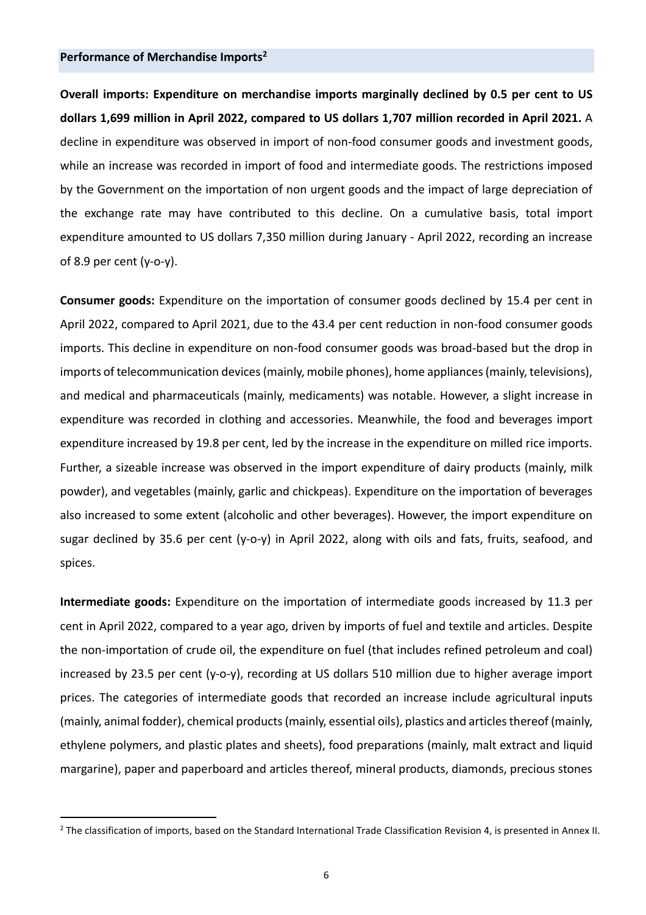## Performance of Merchandise Imports[2]

**Overall imports: Expenditure on merchandise imports marginally declined by 0.5 per cent to US dollars 1,699 million in April 2022, compared to US dollars 1,707 million recorded in April 2021.** A decline in expenditure was observed in import of non-food consumer goods and investment goods, while an increase was recorded in import of food and intermediate goods. The restrictions imposed by the Government on the importation of non urgent goods and the impact of large depreciation of the exchange rate may have contributed to this decline. On a cumulative basis, total import expenditure amounted to US dollars 7,350 million during January - April 2022, recording an increase of 8.9 per cent (y-o-y).

**Consumer goods:** Expenditure on the importation of consumer goods declined by 15.4 per cent in April 2022, compared to April 2021, due to the 43.4 per cent reduction in non-food consumer goods imports. This decline in expenditure on non-food consumer goods was broad-based but the drop in imports of telecommunication devices (mainly, mobile phones), home appliances (mainly, televisions), and medical and pharmaceuticals (mainly, medicaments) was notable. However, a slight increase in expenditure was recorded in clothing and accessories. Meanwhile, the food and beverages import expenditure increased by 19.8 per cent, led by the increase in the expenditure on milled rice imports. Further, a sizeable increase was observed in the import expenditure of dairy products (mainly, milk powder), and vegetables (mainly, garlic and chickpeas). Expenditure on the importation of beverages also increased to some extent (alcoholic and other beverages). However, the import expenditure on sugar declined by 35.6 per cent (y-o-y) in April 2022, along with oils and fats, fruits, seafood, and spices.

**Intermediate goods:** Expenditure on the importation of intermediate goods increased by 11.3 per cent in April 2022, compared to a year ago, driven by imports of fuel and textile and articles. Despite the non-importation of crude oil, the expenditure on fuel (that includes refined petroleum and coal) increased by 23.5 per cent (y-o-y), recording at US dollars 510 million due to higher average import prices. The categories of intermediate goods that recorded an increase include agricultural inputs (mainly, animal fodder), chemical products (mainly, essential oils), plastics and articles thereof (mainly, ethylene polymers, and plastic plates and sheets), food preparations (mainly, malt extract and liquid margarine), paper and paperboard and articles thereof, mineral products, diamonds, precious stones

[2] The classification of imports, based on the Standard International Trade Classification Revision 4, is presented in Annex II.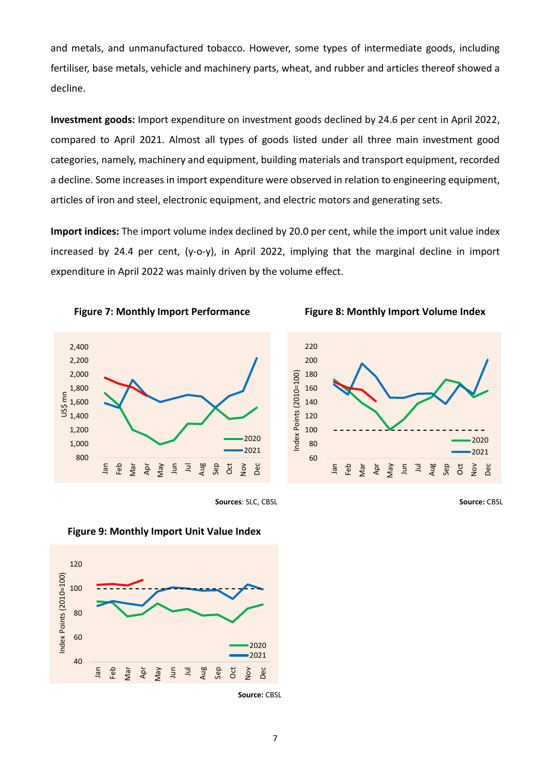and metals, and unmanufactured tobacco. However, some types of intermediate goods, including fertiliser, base metals, vehicle and machinery parts, wheat, and rubber and articles thereof showed a decline.

**Investment goods:** Import expenditure on investment goods declined by 24.6 per cent in April 2022, compared to April 2021. Almost all types of goods listed under all three main investment good categories, namely, machinery and equipment, building materials and transport equipment, recorded a decline. Some increases in import expenditure were observed in relation to engineering equipment, articles of iron and steel, electronic equipment, and electric motors and generating sets.

**Import indices:** The import volume index declined by 20.0 per cent, while the import unit value index increased by 24.4 per cent, (y-o-y), in April 2022, implying that the marginal decline in import expenditure in April 2022 was mainly driven by the volume effect.

**Figure 7: Monthly Import Performance**

**Sources**: SLC, CBSL

**Figure 8: Monthly Import Volume Index**

**Source:** CBSL

**Figure 9: Monthly Import Unit Value Index**

**Source:** CBSL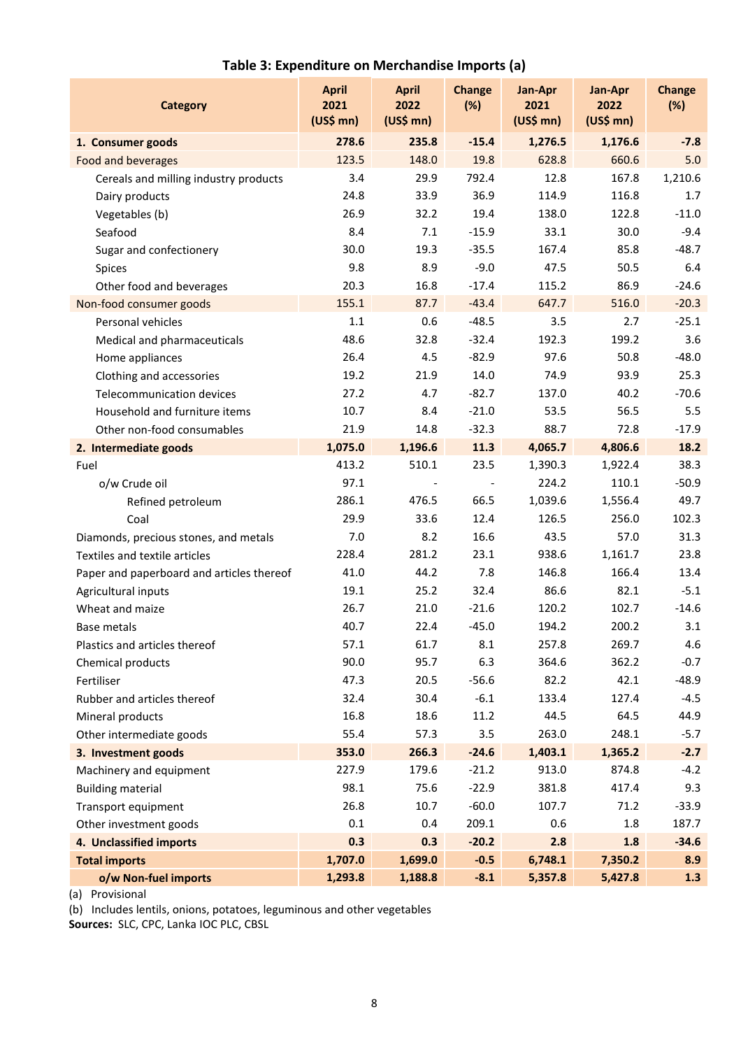**Table 3: Expenditure on Merchandise Imports (a)**

| Category | April 2021 (US$ mn) | April 2022 (US$ mn) | Change (%) | Jan-Apr 2021 (US$ mn) | Jan-Apr 2022 (US$ mn) | Change (%) |
|---|---|---|---|---|---|---|
| **1. Consumer goods** | **278.6** | **235.8** | **-15.4** | **1,276.5** | **1,176.6** | **-7.8** |
| Food and beverages | 123.5 | 148.0 | 19.8 | 628.8 | 660.6 | 5.0 |
| Cereals and milling industry products | 3.4 | 29.9 | 792.4 | 12.8 | 167.8 | 1,210.6 |
| Dairy products | 24.8 | 33.9 | 36.9 | 114.9 | 116.8 | 1.7 |
| Vegetables (b) | 26.9 | 32.2 | 19.4 | 138.0 | 122.8 | -11.0 |
| Seafood | 8.4 | 7.1 | -15.9 | 33.1 | 30.0 | -9.4 |
| Sugar and confectionery | 30.0 | 19.3 | -35.5 | 167.4 | 85.8 | -48.7 |
| Spices | 9.8 | 8.9 | -9.0 | 47.5 | 50.5 | 6.4 |
| Other food and beverages | 20.3 | 16.8 | -17.4 | 115.2 | 86.9 | -24.6 |
| Non-food consumer goods | 155.1 | 87.7 | -43.4 | 647.7 | 516.0 | -20.3 |
| Personal vehicles | 1.1 | 0.6 | -48.5 | 3.5 | 2.7 | -25.1 |
| Medical and pharmaceuticals | 48.6 | 32.8 | -32.4 | 192.3 | 199.2 | 3.6 |
| Home appliances | 26.4 | 4.5 | -82.9 | 97.6 | 50.8 | -48.0 |
| Clothing and accessories | 19.2 | 21.9 | 14.0 | 74.9 | 93.9 | 25.3 |
| Telecommunication devices | 27.2 | 4.7 | -82.7 | 137.0 | 40.2 | -70.6 |
| Household and furniture items | 10.7 | 8.4 | -21.0 | 53.5 | 56.5 | 5.5 |
| Other non-food consumables | 21.9 | 14.8 | -32.3 | 88.7 | 72.8 | -17.9 |
| **2. Intermediate goods** | **1,075.0** | **1,196.6** | **11.3** | **4,065.7** | **4,806.6** | **18.2** |
| Fuel | 413.2 | 510.1 | 23.5 | 1,390.3 | 1,922.4 | 38.3 |
| o/w Crude oil | 97.1 | - | - | 224.2 | 110.1 | -50.9 |
| Refined petroleum | 286.1 | 476.5 | 66.5 | 1,039.6 | 1,556.4 | 49.7 |
| Coal | 29.9 | 33.6 | 12.4 | 126.5 | 256.0 | 102.3 |
| Diamonds, precious stones, and metals | 7.0 | 8.2 | 16.6 | 43.5 | 57.0 | 31.3 |
| Textiles and textile articles | 228.4 | 281.2 | 23.1 | 938.6 | 1,161.7 | 23.8 |
| Paper and paperboard and articles thereof | 41.0 | 44.2 | 7.8 | 146.8 | 166.4 | 13.4 |
| Agricultural inputs | 19.1 | 25.2 | 32.4 | 86.6 | 82.1 | -5.1 |
| Wheat and maize | 26.7 | 21.0 | -21.6 | 120.2 | 102.7 | -14.6 |
| Base metals | 40.7 | 22.4 | -45.0 | 194.2 | 200.2 | 3.1 |
| Plastics and articles thereof | 57.1 | 61.7 | 8.1 | 257.8 | 269.7 | 4.6 |
| Chemical products | 90.0 | 95.7 | 6.3 | 364.6 | 362.2 | -0.7 |
| Fertiliser | 47.3 | 20.5 | -56.6 | 82.2 | 42.1 | -48.9 |
| Rubber and articles thereof | 32.4 | 30.4 | -6.1 | 133.4 | 127.4 | -4.5 |
| Mineral products | 16.8 | 18.6 | 11.2 | 44.5 | 64.5 | 44.9 |
| Other intermediate goods | 55.4 | 57.3 | 3.5 | 263.0 | 248.1 | -5.7 |
| **3. Investment goods** | **353.0** | **266.3** | **-24.6** | **1,403.1** | **1,365.2** | **-2.7** |
| Machinery and equipment | 227.9 | 179.6 | -21.2 | 913.0 | 874.8 | -4.2 |
| Building material | 98.1 | 75.6 | -22.9 | 381.8 | 417.4 | 9.3 |
| Transport equipment | 26.8 | 10.7 | -60.0 | 107.7 | 71.2 | -33.9 |
| Other investment goods | 0.1 | 0.4 | 209.1 | 0.6 | 1.8 | 187.7 |
| **4. Unclassified imports** | **0.3** | **0.3** | **-20.2** | **2.8** | **1.8** | **-34.6** |
| **Total imports** | **1,707.0** | **1,699.0** | **-0.5** | **6,748.1** | **7,350.2** | **8.9** |
| **o/w Non-fuel imports** | **1,293.8** | **1,188.8** | **-8.1** | **5,357.8** | **5,427.8** | **1.3** |

(a) Provisional

(b) Includes lentils, onions, potatoes, leguminous and other vegetables

**Sources:** SLC, CPC, Lanka IOC PLC, CBSL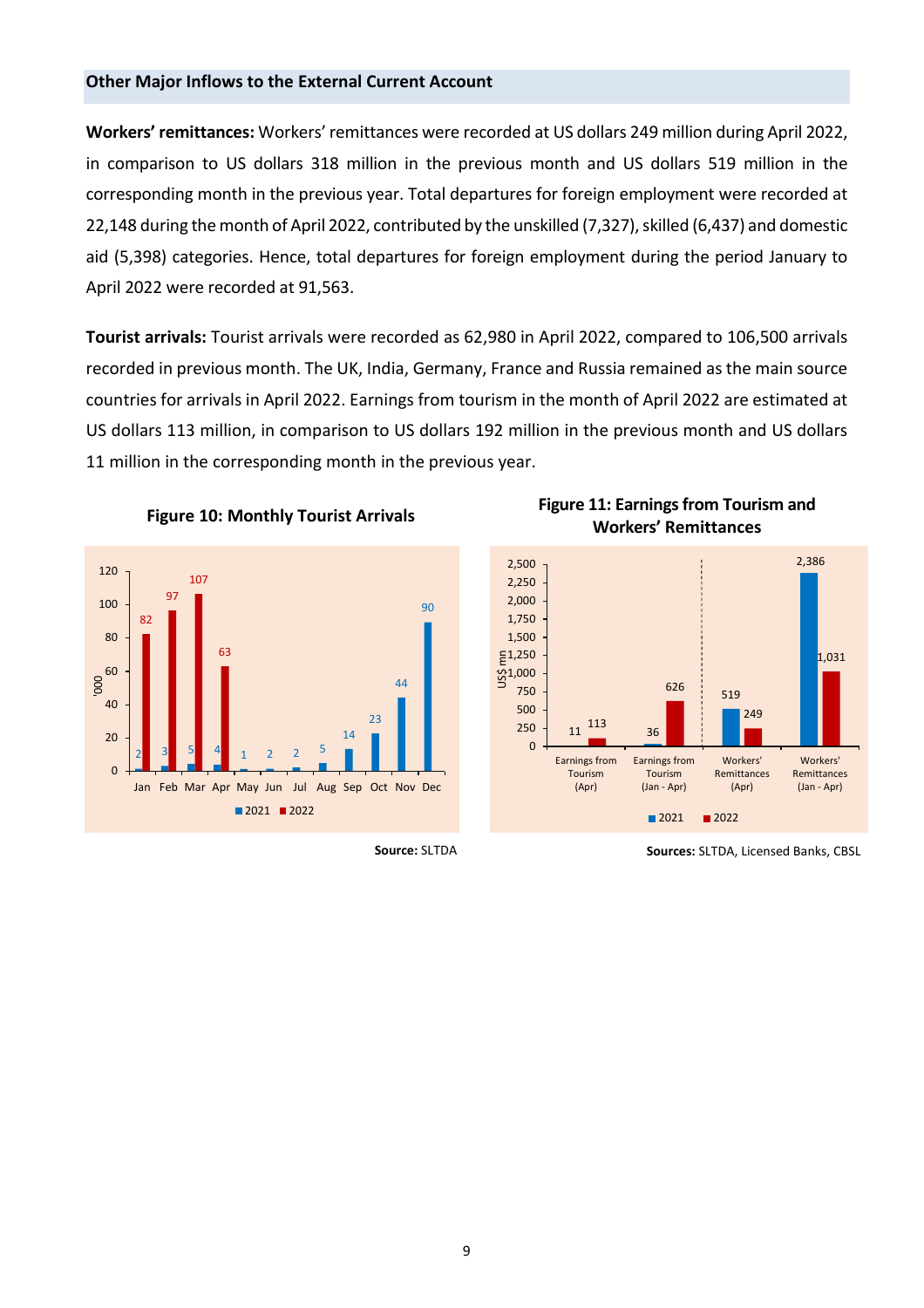## Other Major Inflows to the External Current Account

**Workers' remittances:** Workers' remittances were recorded at US dollars 249 million during April 2022, in comparison to US dollars 318 million in the previous month and US dollars 519 million in the corresponding month in the previous year. Total departures for foreign employment were recorded at 22,148 during the month of April 2022, contributed by the unskilled (7,327), skilled (6,437) and domestic aid (5,398) categories. Hence, total departures for foreign employment during the period January to April 2022 were recorded at 91,563.

**Tourist arrivals:** Tourist arrivals were recorded as 62,980 in April 2022, compared to 106,500 arrivals recorded in previous month. The UK, India, Germany, France and Russia remained as the main source countries for arrivals in April 2022. Earnings from tourism in the month of April 2022 are estimated at US dollars 113 million, in comparison to US dollars 192 million in the previous month and US dollars 11 million in the corresponding month in the previous year.

**Figure 10: Monthly Tourist Arrivals**

| '000 | Jan | Feb | Mar | Apr | May | Jun | Jul | Aug | Sep | Oct | Nov | Dec |
|---|---|---|---|---|---|---|---|---|---|---|---|---|
| 2021 | 2 | 3 | 5 | 4 | 1 | 2 | 2 | 5 | 14 | 23 | 44 | 90 |
| 2022 | 82 | 97 | 107 | 63 | | | | | | | | |

**Source:** SLTDA

**Figure 11: Earnings from Tourism and Workers' Remittances**

| US$ mn | Earnings from Tourism (Apr) | Earnings from Tourism (Jan - Apr) | Workers' Remittances (Apr) | Workers' Remittances (Jan - Apr) |
|---|---|---|---|---|
| 2021 | 11 | 36 | 519 | 2,386 |
| 2022 | 113 | 626 | 249 | 1,031 |

**Sources:** SLTDA, Licensed Banks, CBSL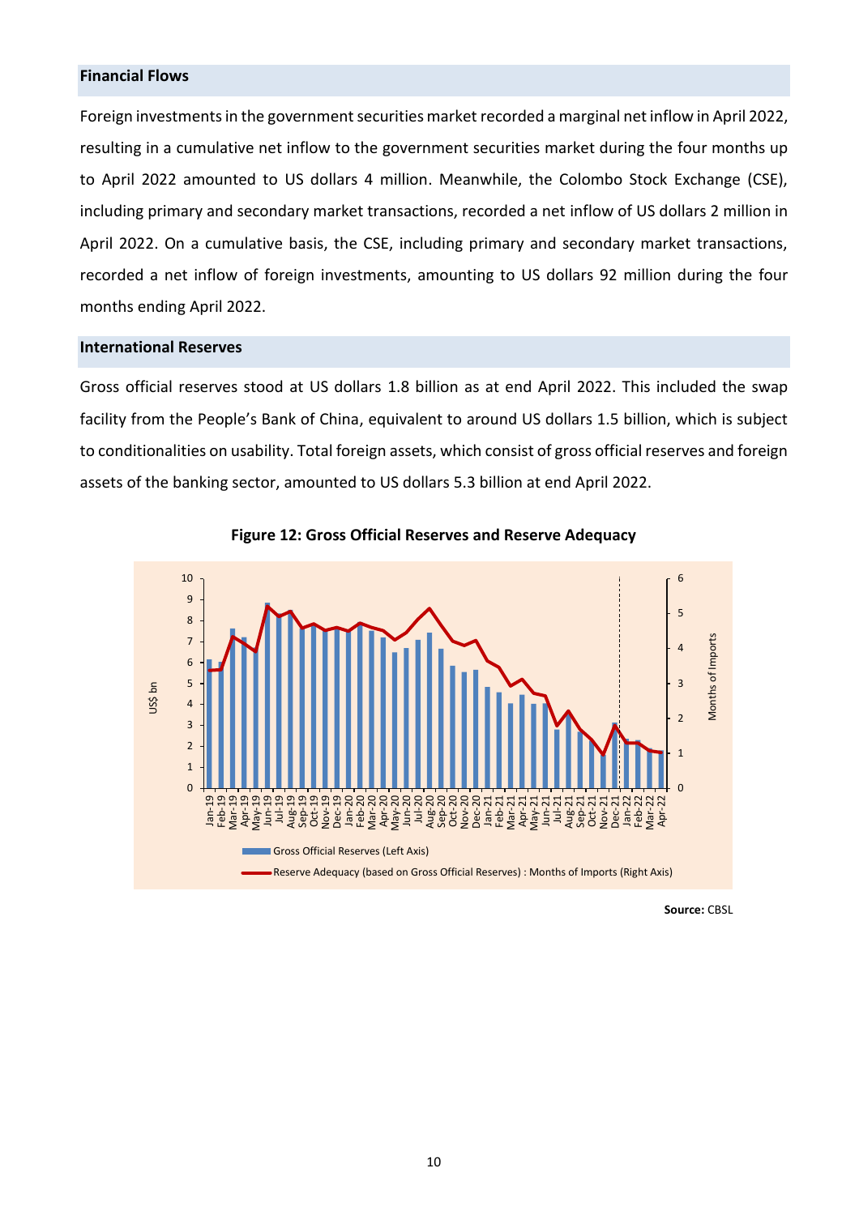## Financial Flows

Foreign investments in the government securities market recorded a marginal net inflow in April 2022, resulting in a cumulative net inflow to the government securities market during the four months up to April 2022 amounted to US dollars 4 million. Meanwhile, the Colombo Stock Exchange (CSE), including primary and secondary market transactions, recorded a net inflow of US dollars 2 million in April 2022. On a cumulative basis, the CSE, including primary and secondary market transactions, recorded a net inflow of foreign investments, amounting to US dollars 92 million during the four months ending April 2022.

## International Reserves

Gross official reserves stood at US dollars 1.8 billion as at end April 2022. This included the swap facility from the People's Bank of China, equivalent to around US dollars 1.5 billion, which is subject to conditionalities on usability. Total foreign assets, which consist of gross official reserves and foreign assets of the banking sector, amounted to US dollars 5.3 billion at end April 2022.

**Figure 12: Gross Official Reserves and Reserve Adequacy**

**Source:** CBSL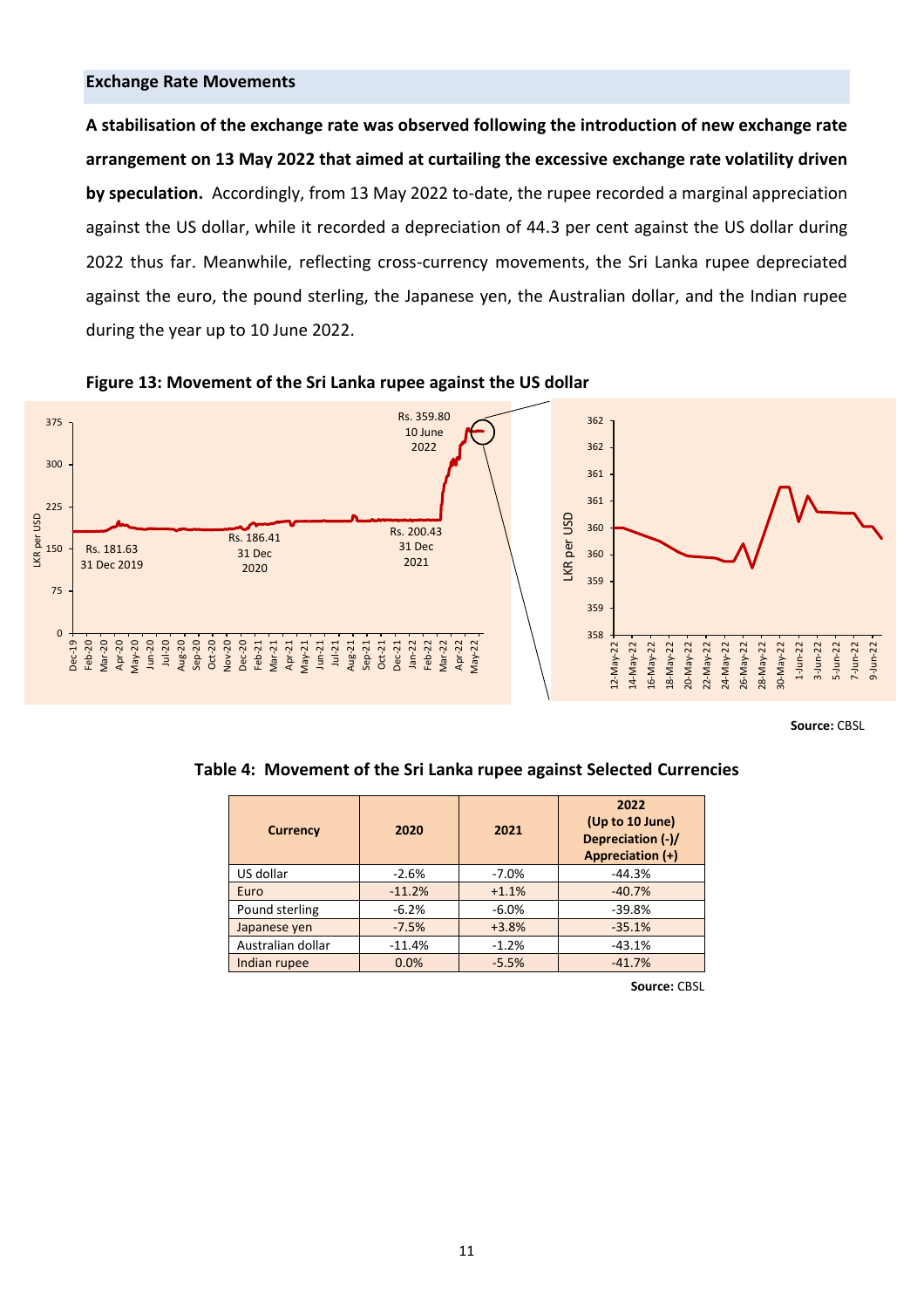## Exchange Rate Movements

**A stabilisation of the exchange rate was observed following the introduction of new exchange rate arrangement on 13 May 2022 that aimed at curtailing the excessive exchange rate volatility driven by speculation.** Accordingly, from 13 May 2022 to-date, the rupee recorded a marginal appreciation against the US dollar, while it recorded a depreciation of 44.3 per cent against the US dollar during 2022 thus far. Meanwhile, reflecting cross-currency movements, the Sri Lanka rupee depreciated against the euro, the pound sterling, the Japanese yen, the Australian dollar, and the Indian rupee during the year up to 10 June 2022.

**Figure 13: Movement of the Sri Lanka rupee against the US dollar**

**Source:** CBSL

**Table 4: Movement of the Sri Lanka rupee against Selected Currencies**

| Currency | 2020 | 2021 | 2022 (Up to 10 June) Depreciation (-)/ Appreciation (+) |
|---|---|---|---|
| US dollar | -2.6% | -7.0% | -44.3% |
| Euro | -11.2% | +1.1% | -40.7% |
| Pound sterling | -6.2% | -6.0% | -39.8% |
| Japanese yen | -7.5% | +3.8% | -35.1% |
| Australian dollar | -11.4% | -1.2% | -43.1% |
| Indian rupee | 0.0% | -5.5% | -41.7% |

**Source:** CBSL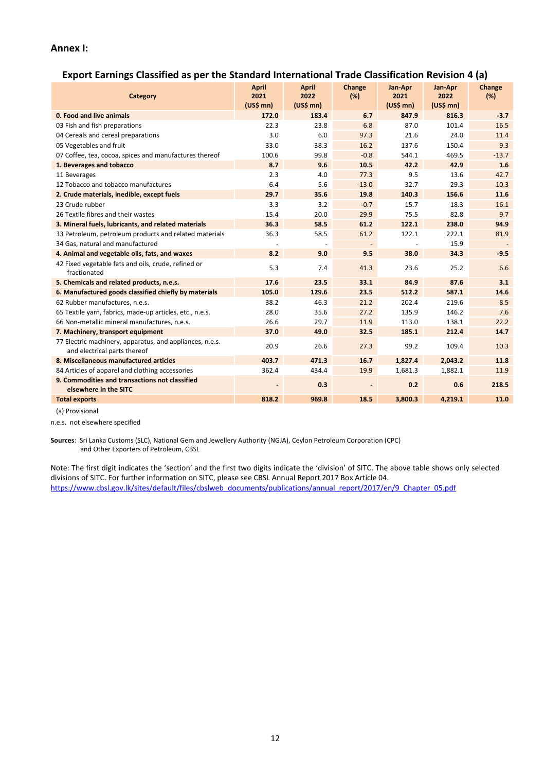## Annex I:

### Export Earnings Classified as per the Standard International Trade Classification Revision 4 (a)

| Category | April 2021 (US$ mn) | April 2022 (US$ mn) | Change (%) | Jan-Apr 2021 (US$ mn) | Jan-Apr 2022 (US$ mn) | Change (%) |
|---|---|---|---|---|---|---|
| **0. Food and live animals** | **172.0** | **183.4** | **6.7** | **847.9** | **816.3** | **-3.7** |
| 03 Fish and fish preparations | 22.3 | 23.8 | 6.8 | 87.0 | 101.4 | 16.5 |
| 04 Cereals and cereal preparations | 3.0 | 6.0 | 97.3 | 21.6 | 24.0 | 11.4 |
| 05 Vegetables and fruit | 33.0 | 38.3 | 16.2 | 137.6 | 150.4 | 9.3 |
| 07 Coffee, tea, cocoa, spices and manufactures thereof | 100.6 | 99.8 | -0.8 | 544.1 | 469.5 | -13.7 |
| **1. Beverages and tobacco** | **8.7** | **9.6** | **10.5** | **42.2** | **42.9** | **1.6** |
| 11 Beverages | 2.3 | 4.0 | 77.3 | 9.5 | 13.6 | 42.7 |
| 12 Tobacco and tobacco manufactures | 6.4 | 5.6 | -13.0 | 32.7 | 29.3 | -10.3 |
| **2. Crude materials, inedible, except fuels** | **29.7** | **35.6** | **19.8** | **140.3** | **156.6** | **11.6** |
| 23 Crude rubber | 3.3 | 3.2 | -0.7 | 15.7 | 18.3 | 16.1 |
| 26 Textile fibres and their wastes | 15.4 | 20.0 | 29.9 | 75.5 | 82.8 | 9.7 |
| **3. Mineral fuels, lubricants, and related materials** | **36.3** | **58.5** | **61.2** | **122.1** | **238.0** | **94.9** |
| 33 Petroleum, petroleum products and related materials | 36.3 | 58.5 | 61.2 | 122.1 | 222.1 | 81.9 |
| 34 Gas, natural and manufactured | - | - | - | - | 15.9 | - |
| **4. Animal and vegetable oils, fats, and waxes** | **8.2** | **9.0** | **9.5** | **38.0** | **34.3** | **-9.5** |
| 42 Fixed vegetable fats and oils, crude, refined or fractionated | 5.3 | 7.4 | 41.3 | 23.6 | 25.2 | 6.6 |
| **5. Chemicals and related products, n.e.s.** | **17.6** | **23.5** | **33.1** | **84.9** | **87.6** | **3.1** |
| **6. Manufactured goods classified chiefly by materials** | **105.0** | **129.6** | **23.5** | **512.2** | **587.1** | **14.6** |
| 62 Rubber manufactures, n.e.s. | 38.2 | 46.3 | 21.2 | 202.4 | 219.6 | 8.5 |
| 65 Textile yarn, fabrics, made-up articles, etc., n.e.s. | 28.0 | 35.6 | 27.2 | 135.9 | 146.2 | 7.6 |
| 66 Non-metallic mineral manufactures, n.e.s. | 26.6 | 29.7 | 11.9 | 113.0 | 138.1 | 22.2 |
| **7. Machinery, transport equipment** | **37.0** | **49.0** | **32.5** | **185.1** | **212.4** | **14.7** |
| 77 Electric machinery, apparatus, and appliances, n.e.s. and electrical parts thereof | 20.9 | 26.6 | 27.3 | 99.2 | 109.4 | 10.3 |
| **8. Miscellaneous manufactured articles** | **403.7** | **471.3** | **16.7** | **1,827.4** | **2,043.2** | **11.8** |
| 84 Articles of apparel and clothing accessories | 362.4 | 434.4 | 19.9 | 1,681.3 | 1,882.1 | 11.9 |
| **9. Commodities and transactions not classified elsewhere in the SITC** | **-** | **0.3** | **-** | **0.2** | **0.6** | **218.5** |
| **Total exports** | **818.2** | **969.8** | **18.5** | **3,800.3** | **4,219.1** | **11.0** |

(a) Provisional

n.e.s. not elsewhere specified

**Sources**: Sri Lanka Customs (SLC), National Gem and Jewellery Authority (NGJA), Ceylon Petroleum Corporation (CPC) and Other Exporters of Petroleum, CBSL

Note: The first digit indicates the 'section' and the first two digits indicate the 'division' of SITC. The above table shows only selected divisions of SITC. For further information on SITC, please see CBSL Annual Report 2017 Box Article 04.
https://www.cbsl.gov.lk/sites/default/files/cbslweb_documents/publications/annual_report/2017/en/9_Chapter_05.pdf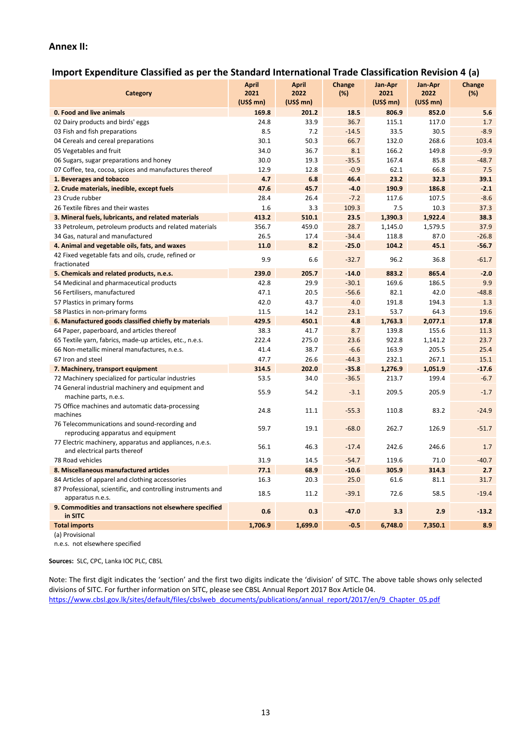## Annex II:

### Import Expenditure Classified as per the Standard International Trade Classification Revision 4 (a)

| Category | April 2021 (US$ mn) | April 2022 (US$ mn) | Change (%) | Jan-Apr 2021 (US$ mn) | Jan-Apr 2022 (US$ mn) | Change (%) |
|---|---|---|---|---|---|---|
| **0. Food and live animals** | **169.8** | **201.2** | **18.5** | **806.9** | **852.0** | **5.6** |
| 02 Dairy products and birds' eggs | 24.8 | 33.9 | 36.7 | 115.1 | 117.0 | 1.7 |
| 03 Fish and fish preparations | 8.5 | 7.2 | -14.5 | 33.5 | 30.5 | -8.9 |
| 04 Cereals and cereal preparations | 30.1 | 50.3 | 66.7 | 132.0 | 268.6 | 103.4 |
| 05 Vegetables and fruit | 34.0 | 36.7 | 8.1 | 166.2 | 149.8 | -9.9 |
| 06 Sugars, sugar preparations and honey | 30.0 | 19.3 | -35.5 | 167.4 | 85.8 | -48.7 |
| 07 Coffee, tea, cocoa, spices and manufactures thereof | 12.9 | 12.8 | -0.9 | 62.1 | 66.8 | 7.5 |
| **1. Beverages and tobacco** | **4.7** | **6.8** | **46.4** | **23.2** | **32.3** | **39.1** |
| **2. Crude materials, inedible, except fuels** | **47.6** | **45.7** | **-4.0** | **190.9** | **186.8** | **-2.1** |
| 23 Crude rubber | 28.4 | 26.4 | -7.2 | 117.6 | 107.5 | -8.6 |
| 26 Textile fibres and their wastes | 1.6 | 3.3 | 109.3 | 7.5 | 10.3 | 37.3 |
| **3. Mineral fuels, lubricants, and related materials** | **413.2** | **510.1** | **23.5** | **1,390.3** | **1,922.4** | **38.3** |
| 33 Petroleum, petroleum products and related materials | 356.7 | 459.0 | 28.7 | 1,145.0 | 1,579.5 | 37.9 |
| 34 Gas, natural and manufactured | 26.5 | 17.4 | -34.4 | 118.8 | 87.0 | -26.8 |
| **4. Animal and vegetable oils, fats, and waxes** | **11.0** | **8.2** | **-25.0** | **104.2** | **45.1** | **-56.7** |
| 42 Fixed vegetable fats and oils, crude, refined or fractionated | 9.9 | 6.6 | -32.7 | 96.2 | 36.8 | -61.7 |
| **5. Chemicals and related products, n.e.s.** | **239.0** | **205.7** | **-14.0** | **883.2** | **865.4** | **-2.0** |
| 54 Medicinal and pharmaceutical products | 42.8 | 29.9 | -30.1 | 169.6 | 186.5 | 9.9 |
| 56 Fertilisers, manufactured | 47.1 | 20.5 | -56.6 | 82.1 | 42.0 | -48.8 |
| 57 Plastics in primary forms | 42.0 | 43.7 | 4.0 | 191.8 | 194.3 | 1.3 |
| 58 Plastics in non-primary forms | 11.5 | 14.2 | 23.1 | 53.7 | 64.3 | 19.6 |
| **6. Manufactured goods classified chiefly by materials** | **429.5** | **450.1** | **4.8** | **1,763.3** | **2,077.1** | **17.8** |
| 64 Paper, paperboard, and articles thereof | 38.3 | 41.7 | 8.7 | 139.8 | 155.6 | 11.3 |
| 65 Textile yarn, fabrics, made-up articles, etc., n.e.s. | 222.4 | 275.0 | 23.6 | 922.8 | 1,141.2 | 23.7 |
| 66 Non-metallic mineral manufactures, n.e.s. | 41.4 | 38.7 | -6.6 | 163.9 | 205.5 | 25.4 |
| 67 Iron and steel | 47.7 | 26.6 | -44.3 | 232.1 | 267.1 | 15.1 |
| **7. Machinery, transport equipment** | **314.5** | **202.0** | **-35.8** | **1,276.9** | **1,051.9** | **-17.6** |
| 72 Machinery specialized for particular industries | 53.5 | 34.0 | -36.5 | 213.7 | 199.4 | -6.7 |
| 74 General industrial machinery and equipment and machine parts, n.e.s. | 55.9 | 54.2 | -3.1 | 209.5 | 205.9 | -1.7 |
| 75 Office machines and automatic data-processing machines | 24.8 | 11.1 | -55.3 | 110.8 | 83.2 | -24.9 |
| 76 Telecommunications and sound-recording and reproducing apparatus and equipment | 59.7 | 19.1 | -68.0 | 262.7 | 126.9 | -51.7 |
| 77 Electric machinery, apparatus and appliances, n.e.s. and electrical parts thereof | 56.1 | 46.3 | -17.4 | 242.6 | 246.6 | 1.7 |
| 78 Road vehicles | 31.9 | 14.5 | -54.7 | 119.6 | 71.0 | -40.7 |
| **8. Miscellaneous manufactured articles** | **77.1** | **68.9** | **-10.6** | **305.9** | **314.3** | **2.7** |
| 84 Articles of apparel and clothing accessories | 16.3 | 20.3 | 25.0 | 61.6 | 81.1 | 31.7 |
| 87 Professional, scientific, and controlling instruments and apparatus n.e.s. | 18.5 | 11.2 | -39.1 | 72.6 | 58.5 | -19.4 |
| **9. Commodities and transactions not elsewhere specified in SITC** | **0.6** | **0.3** | **-47.0** | **3.3** | **2.9** | **-13.2** |
| **Total imports** | **1,706.9** | **1,699.0** | **-0.5** | **6,748.0** | **7,350.1** | **8.9** |

(a) Provisional

n.e.s. not elsewhere specified

**Sources:** SLC, CPC, Lanka IOC PLC, CBSL

Note: The first digit indicates the 'section' and the first two digits indicate the 'division' of SITC. The above table shows only selected divisions of SITC. For further information on SITC, please see CBSL Annual Report 2017 Box Article 04.
https://www.cbsl.gov.lk/sites/default/files/cbslweb_documents/publications/annual_report/2017/en/9_Chapter_05.pdf